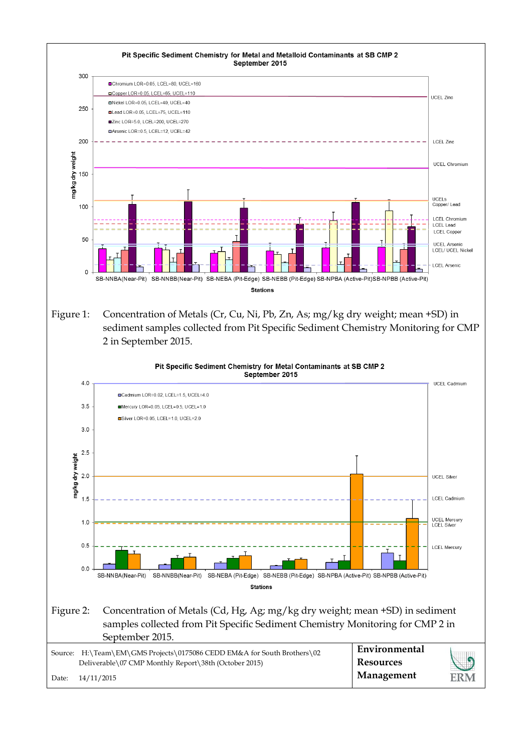Pit Specific Sediment Chemistry for Metal and Metalloid Contaminants at SB CMP 2
September 2015

- Chromium LOR=0.05, LCEL=80, UCEL=160
- Copper LOR=0.05, LCEL=65, UCEL=110
- Nickel LOR=0.05, LCEL=40, UCEL=40
- Lead LOR=0.05, LCEL=75, UCEL=110
- Zinc LOR=5.0, LCEL=200, UCEL=270
- Arsenic LOR=0.5, LCEL=12, UCEL=42

Figure 1: Concentration of Metals (Cr, Cu, Ni, Pb, Zn, As; mg/kg dry weight; mean +SD) in sediment samples collected from Pit Specific Sediment Chemistry Monitoring for CMP 2 in September 2015.

Pit Specific Sediment Chemistry for Metal Contaminants at SB CMP 2
September 2015

- Cadmium LOR=0.02, LCEL=1.5, UCEL=4.0
- Mercury LOR=0.05, LCEL=0.5, UCEL=1.0
- Silver LOR=0.05, LCEL=1.0, UCEL=2.0

Figure 2: Concentration of Metals (Cd, Hg, Ag; mg/kg dry weight; mean +SD) in sediment samples collected from Pit Specific Sediment Chemistry Monitoring for CMP 2 in September 2015.

Source: H:\Team\EM\GMS Projects\0175086 CEDD EM&A for South Brothers\02 Deliverable\07 CMP Monthly Report\38th (October 2015)

Date: 14/11/2015

**Environmental Resources Management**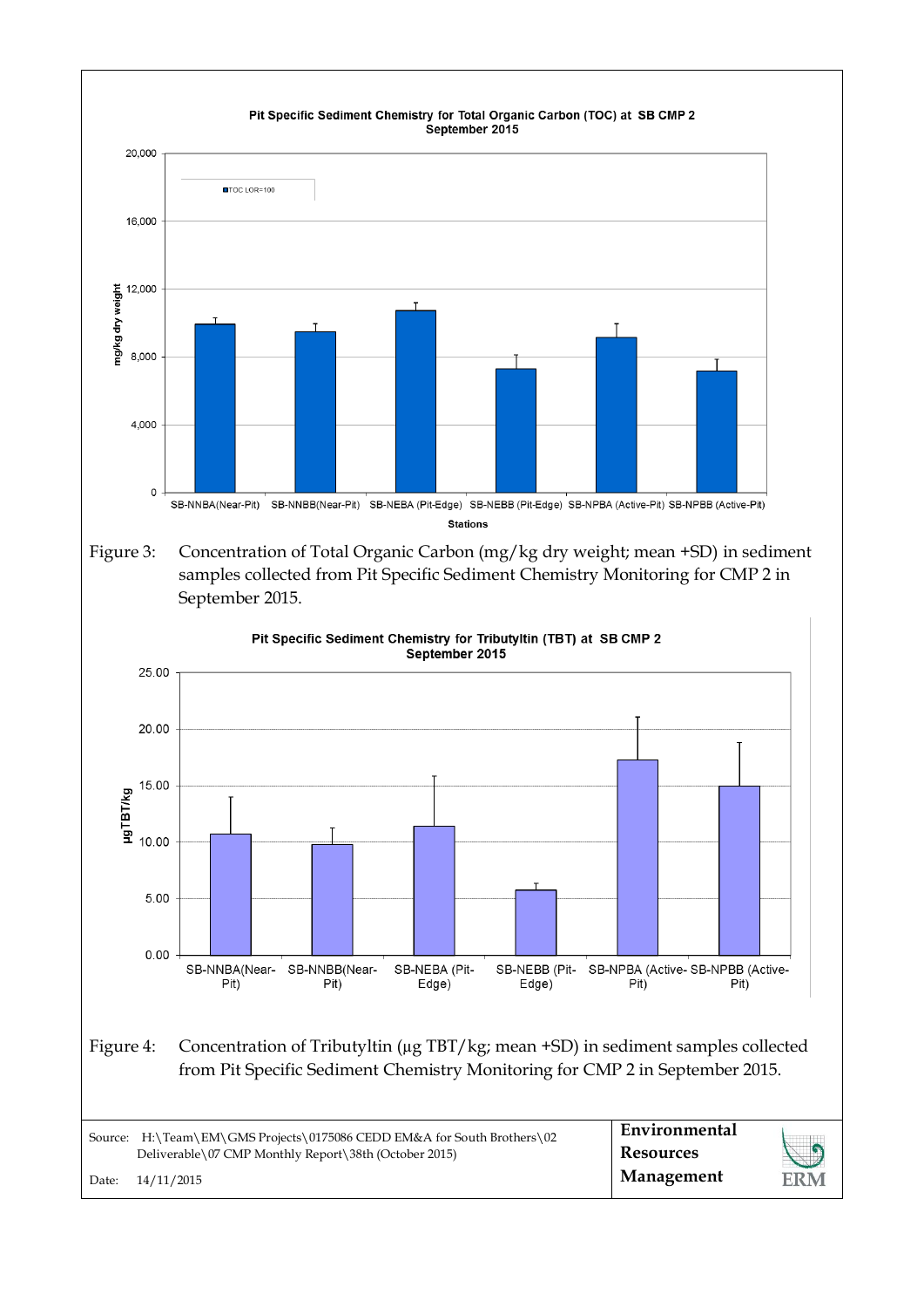Pit Specific Sediment Chemistry for Total Organic Carbon (TOC) at SB CMP 2
September 2015

Figure 3: Concentration of Total Organic Carbon (mg/kg dry weight; mean +SD) in sediment samples collected from Pit Specific Sediment Chemistry Monitoring for CMP 2 in September 2015.

Pit Specific Sediment Chemistry for Tributyltin (TBT) at SB CMP 2
September 2015

Figure 4: Concentration of Tributyltin (µg TBT/kg; mean +SD) in sediment samples collected from Pit Specific Sediment Chemistry Monitoring for CMP 2 in September 2015.

Source: H:\Team\EM\GMS Projects\0175086 CEDD EM&A for South Brothers\02 Deliverable\07 CMP Monthly Report\38th (October 2015)

Date: 14/11/2015

**Environmental Resources Management**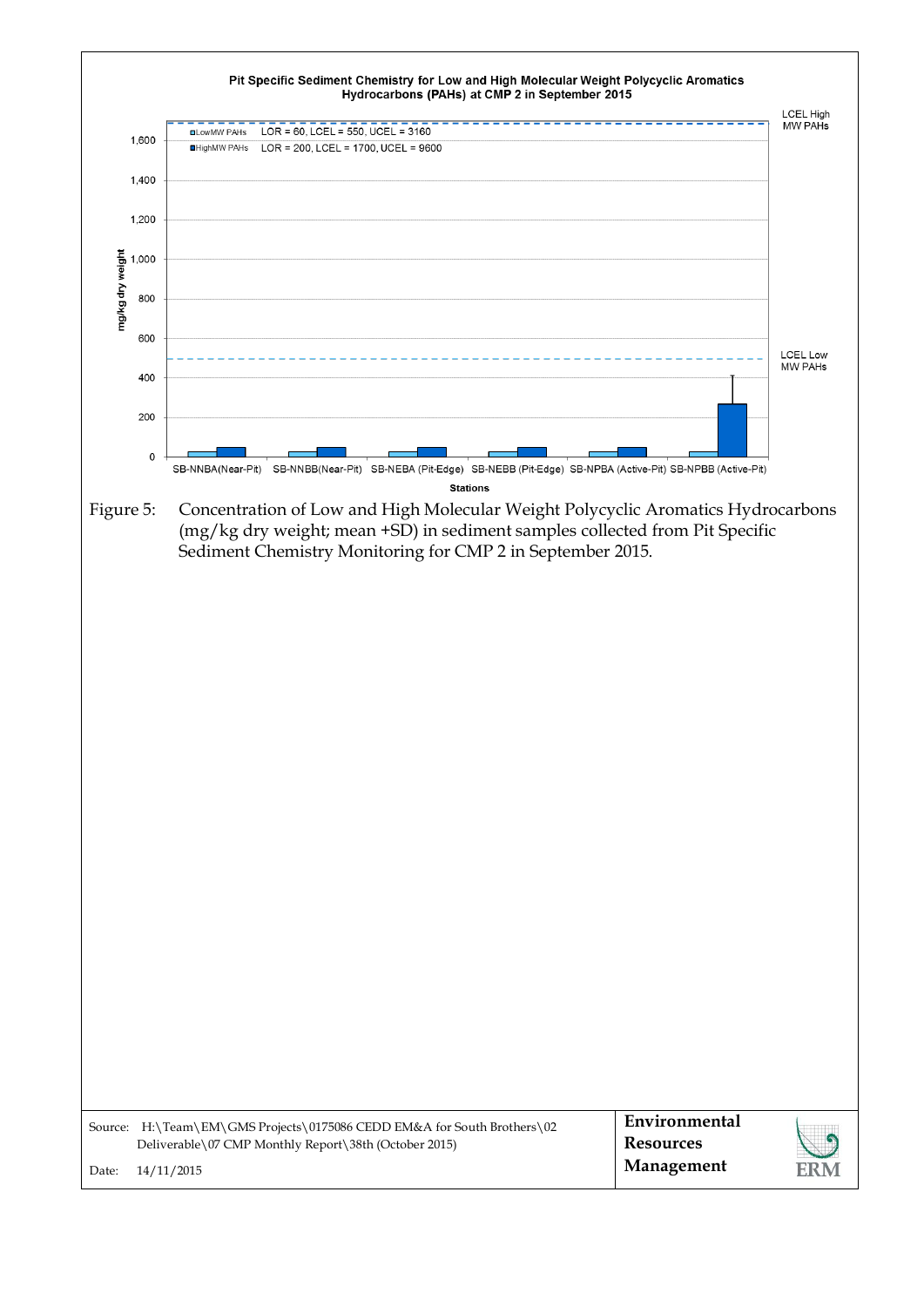Pit Specific Sediment Chemistry for Low and High Molecular Weight Polycyclic Aromatics Hydrocarbons (PAHs) at CMP 2 in September 2015

LowMW PAHs LOR = 60, LCEL = 550, UCEL = 3160

HighMW PAHs LOR = 200, LCEL = 1700, UCEL = 9600

Figure 5: Concentration of Low and High Molecular Weight Polycyclic Aromatics Hydrocarbons (mg/kg dry weight; mean +SD) in sediment samples collected from Pit Specific Sediment Chemistry Monitoring for CMP 2 in September 2015.

Source: H:\Team\EM\GMS Projects\0175086 CEDD EM&A for South Brothers\02 Deliverable\07 CMP Monthly Report\38th (October 2015)

Date: 14/11/2015

**Environmental Resources Management**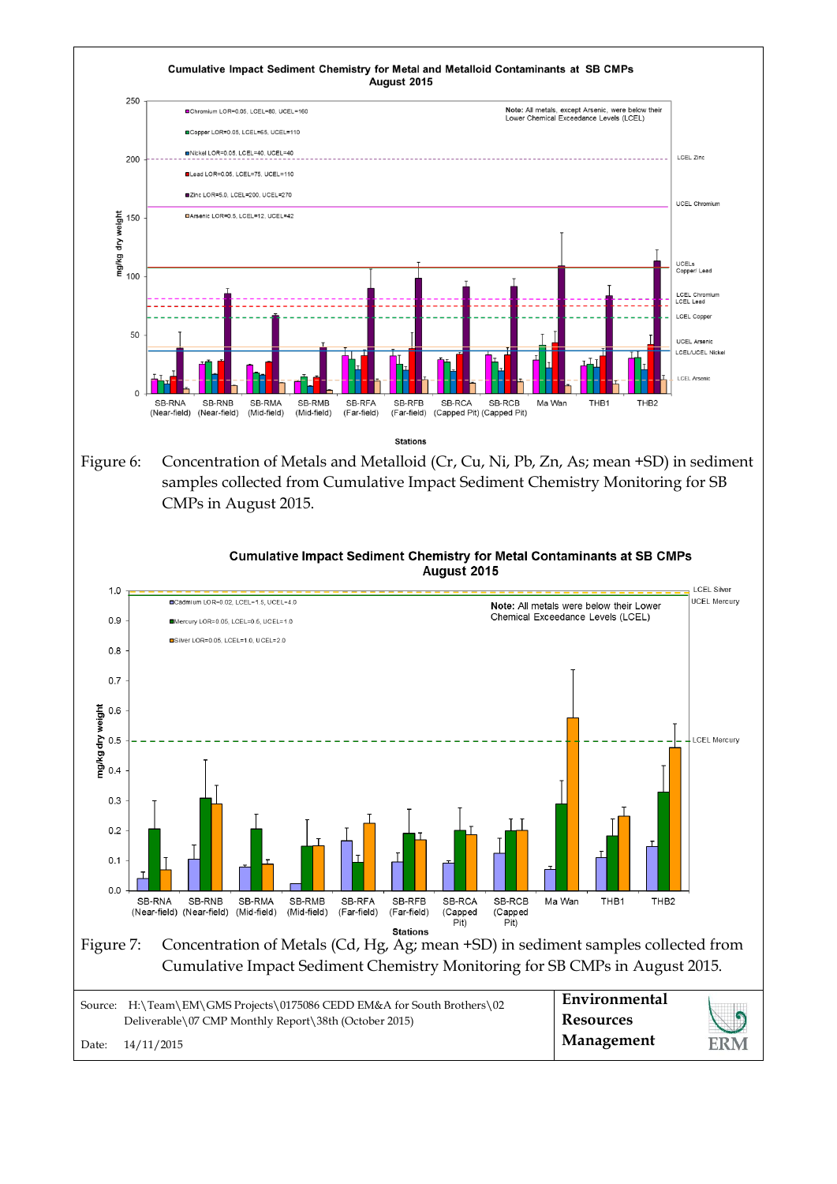Figure 6: Concentration of Metals and Metalloid (Cr, Cu, Ni, Pb, Zn, As; mean +SD) in sediment samples collected from Cumulative Impact Sediment Chemistry Monitoring for SB CMPs in August 2015.

Figure 7: Concentration of Metals (Cd, Hg, Ag; mean +SD) in sediment samples collected from Cumulative Impact Sediment Chemistry Monitoring for SB CMPs in August 2015.

Source: H:\Team\EM\GMS Projects\0175086 CEDD EM&A for South Brothers\02 Deliverable\07 CMP Monthly Report\38th (October 2015)

Date: 14/11/2015

**Environmental Resources Management**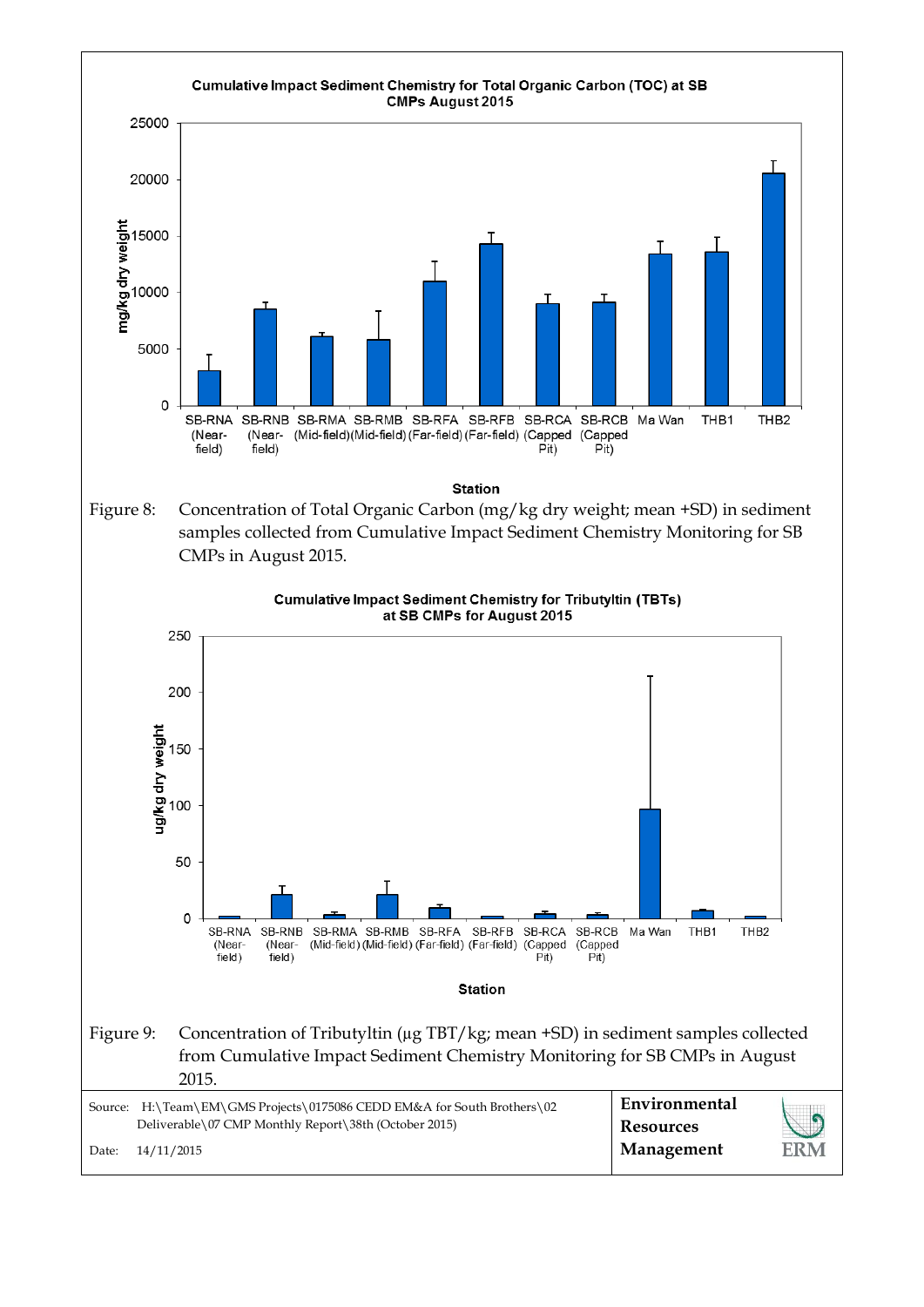**Cumulative Impact Sediment Chemistry for Total Organic Carbon (TOC) at SB CMPs August 2015**

Figure 8: Concentration of Total Organic Carbon (mg/kg dry weight; mean +SD) in sediment samples collected from Cumulative Impact Sediment Chemistry Monitoring for SB CMPs in August 2015.

**Cumulative Impact Sediment Chemistry for Tributyltin (TBTs) at SB CMPs for August 2015**

Figure 9: Concentration of Tributyltin (µg TBT/kg; mean +SD) in sediment samples collected from Cumulative Impact Sediment Chemistry Monitoring for SB CMPs in August 2015.

Source: H:\Team\EM\GMS Projects\0175086 CEDD EM&A for South Brothers\02 Deliverable\07 CMP Monthly Report\38th (October 2015)

Date: 14/11/2015

**Environmental Resources Management**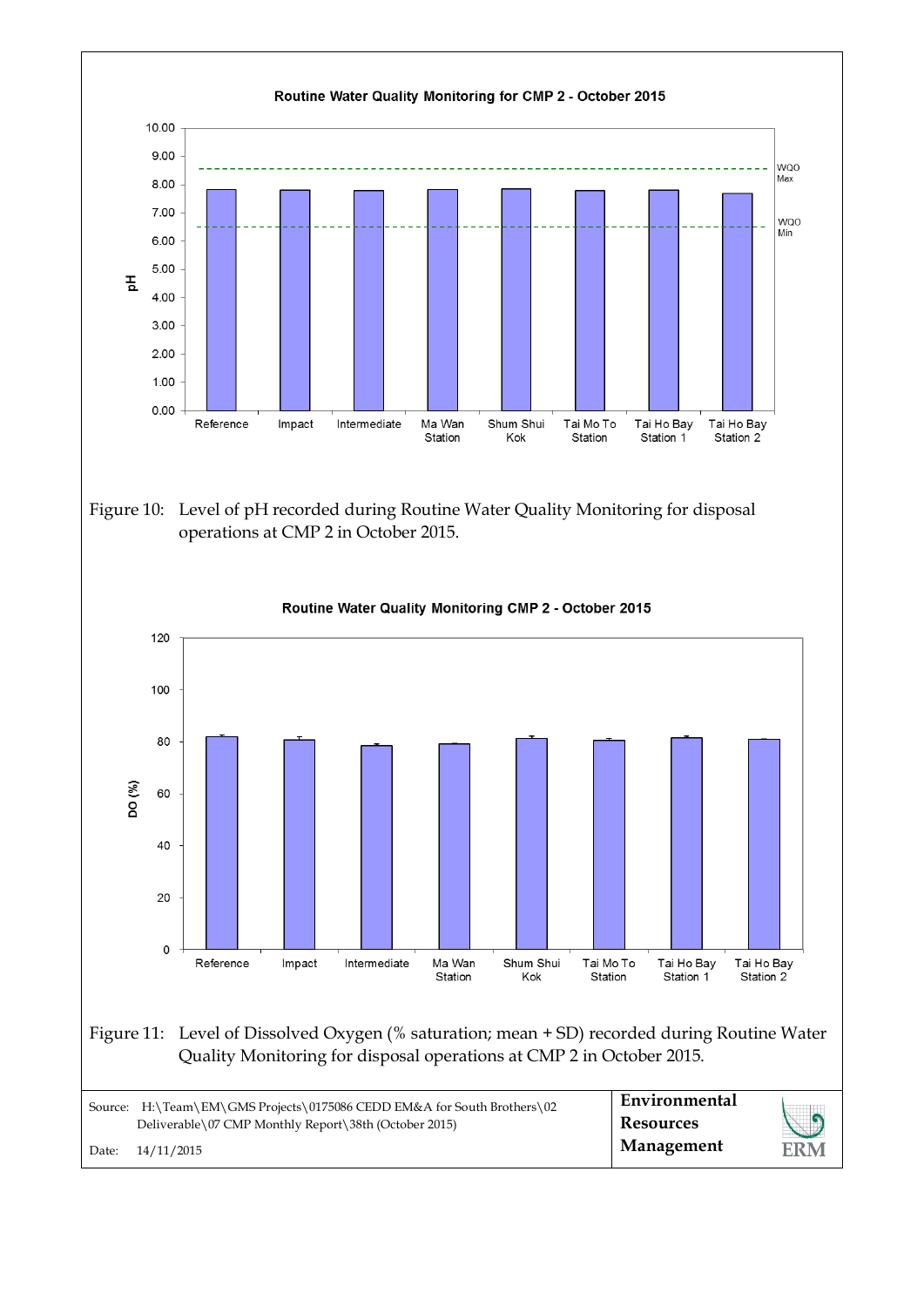Routine Water Quality Monitoring for CMP 2 - October 2015

Figure 10: Level of pH recorded during Routine Water Quality Monitoring for disposal operations at CMP 2 in October 2015.

Routine Water Quality Monitoring CMP 2 - October 2015

Figure 11: Level of Dissolved Oxygen (% saturation; mean + SD) recorded during Routine Water Quality Monitoring for disposal operations at CMP 2 in October 2015.

Source: H:\Team\EM\GMS Projects\0175086 CEDD EM&A for South Brothers\02 Deliverable\07 CMP Monthly Report\38th (October 2015)

Date: 14/11/2015

**Environmental Resources Management**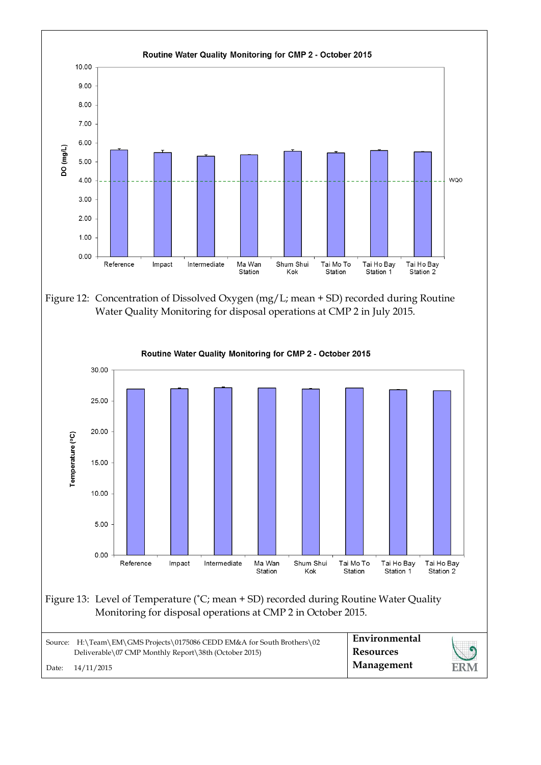Figure 12: Concentration of Dissolved Oxygen (mg/L; mean + SD) recorded during Routine Water Quality Monitoring for disposal operations at CMP 2 in July 2015.

Figure 13: Level of Temperature (˚C; mean + SD) recorded during Routine Water Quality Monitoring for disposal operations at CMP 2 in October 2015.

Source: H:\Team\EM\GMS Projects\0175086 CEDD EM&A for South Brothers\02 Deliverable\07 CMP Monthly Report\38th (October 2015)

Date: 14/11/2015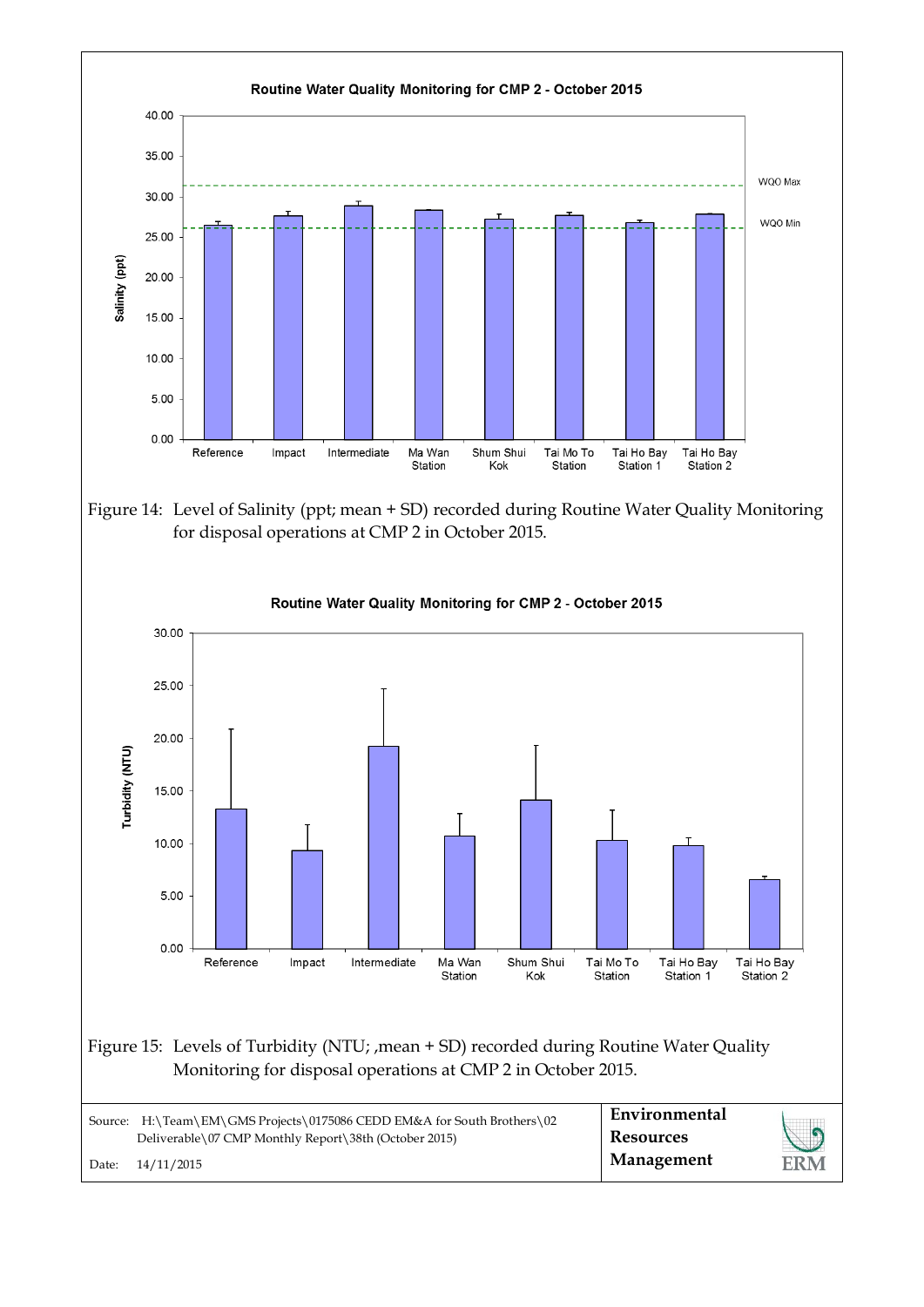Routine Water Quality Monitoring for CMP 2 - October 2015

Figure 14: Level of Salinity (ppt; mean + SD) recorded during Routine Water Quality Monitoring for disposal operations at CMP 2 in October 2015.

Routine Water Quality Monitoring for CMP 2 - October 2015

Figure 15: Levels of Turbidity (NTU; ,mean + SD) recorded during Routine Water Quality Monitoring for disposal operations at CMP 2 in October 2015.

Source: H:\Team\EM\GMS Projects\0175086 CEDD EM&A for South Brothers\02 Deliverable\07 CMP Monthly Report\38th (October 2015)

Date: 14/11/2015

**Environmental Resources Management**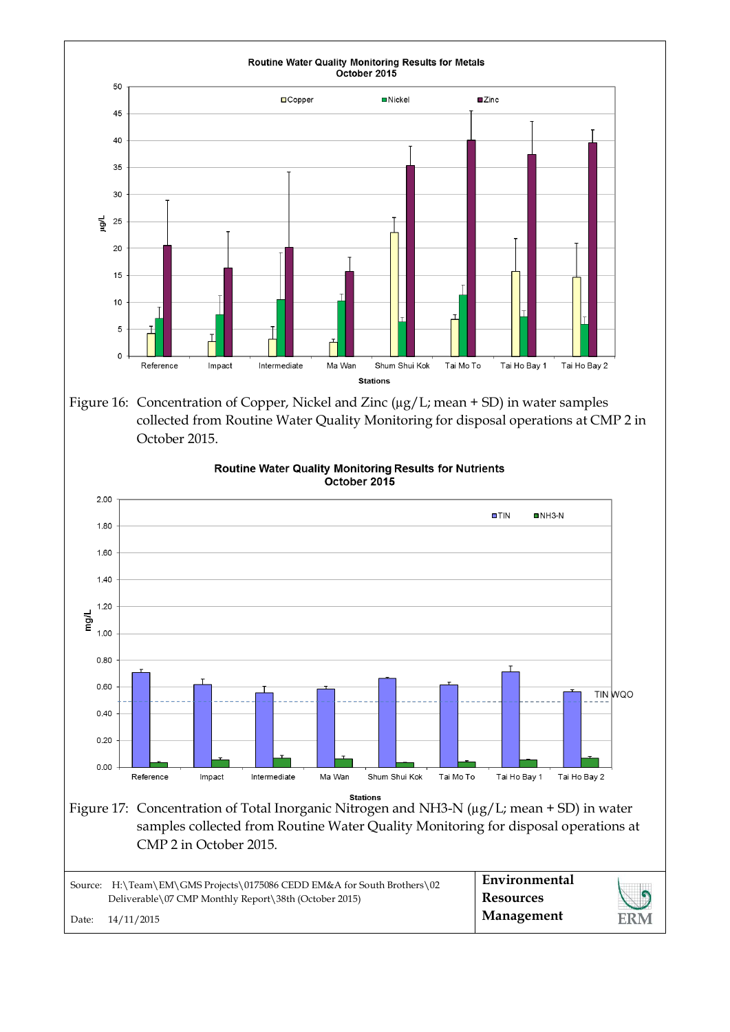Figure 16: Concentration of Copper, Nickel and Zinc (µg/L; mean + SD) in water samples collected from Routine Water Quality Monitoring for disposal operations at CMP 2 in October 2015.

Figure 17: Concentration of Total Inorganic Nitrogen and NH3-N (µg/L; mean + SD) in water samples collected from Routine Water Quality Monitoring for disposal operations at CMP 2 in October 2015.

Source: H:\Team\EM\GMS Projects\0175086 CEDD EM&A for South Brothers\02 Deliverable\07 CMP Monthly Report\38th (October 2015)

Date: 14/11/2015

**Environmental Resources Management**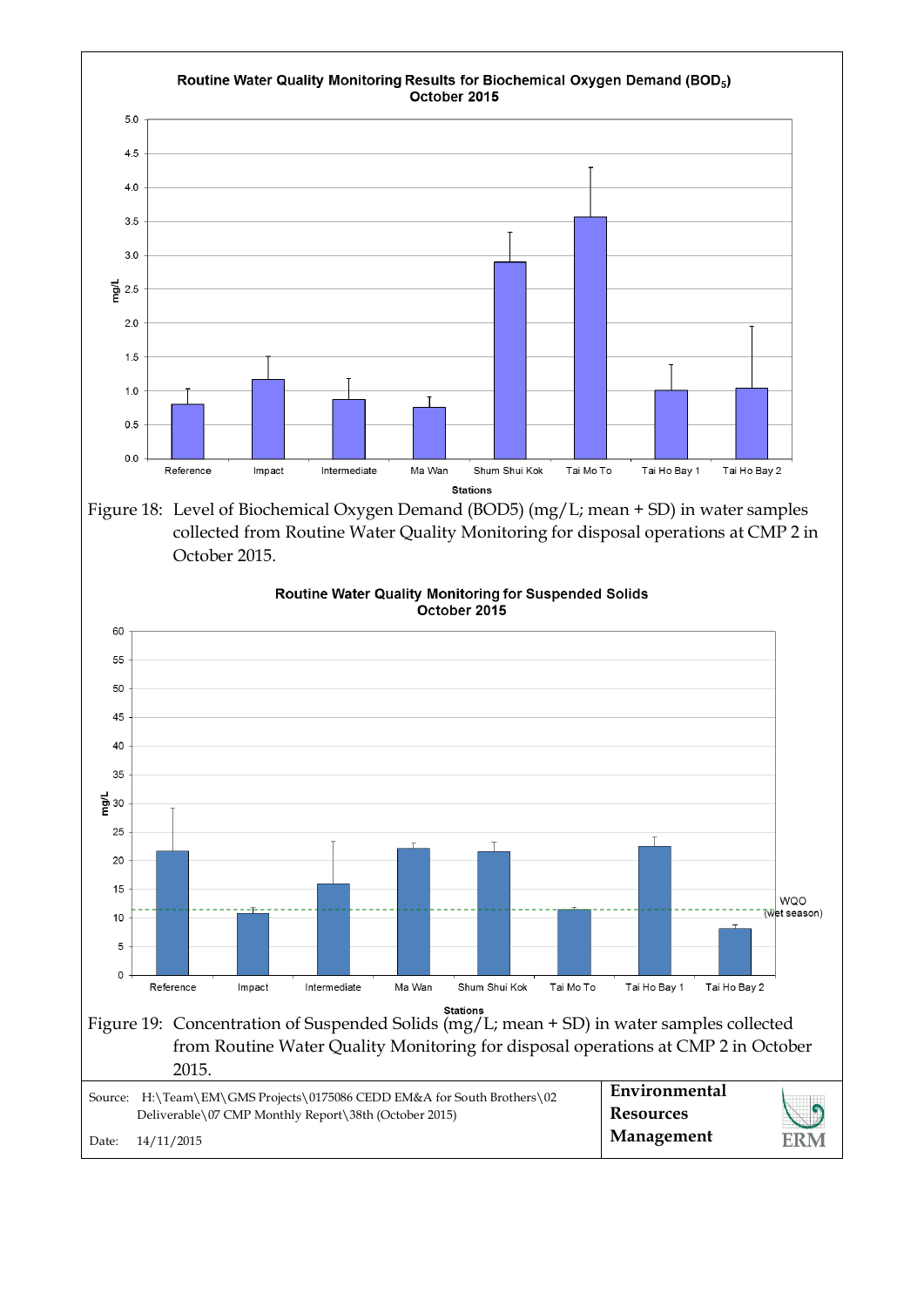Routine Water Quality Monitoring Results for Biochemical Oxygen Demand ($BOD_5$)
October 2015

mg/L

5.0
4.5
4.0
3.5
3.0
2.5
2.0
1.5
1.0
0.5
0.0

Reference
Impact
Intermediate
Ma Wan
Shum Shui Kok
Tai Mo To
Tai Ho Bay 1
Tai Ho Bay 2

Stations

Figure 18: Level of Biochemical Oxygen Demand (BOD5) (mg/L; mean + SD) in water samples collected from Routine Water Quality Monitoring for disposal operations at CMP 2 in October 2015.

Routine Water Quality Monitoring for Suspended Solids
October 2015

mg/L

60
55
50
45
40
35
30
25
20
15
10
5
0

WQO
(wet season)

Reference
Impact
Intermediate
Ma Wan
Shum Shui Kok
Tai Mo To
Tai Ho Bay 1
Tai Ho Bay 2

Stations

Figure 19: Concentration of Suspended Solids (mg/L; mean + SD) in water samples collected from Routine Water Quality Monitoring for disposal operations at CMP 2 in October 2015.

Source: H:\Team\EM\GMS Projects\0175086 CEDD EM&A for South Brothers\02 Deliverable\07 CMP Monthly Report\38th (October 2015)

Date: 14/11/2015

**Environmental Resources Management**

ERM